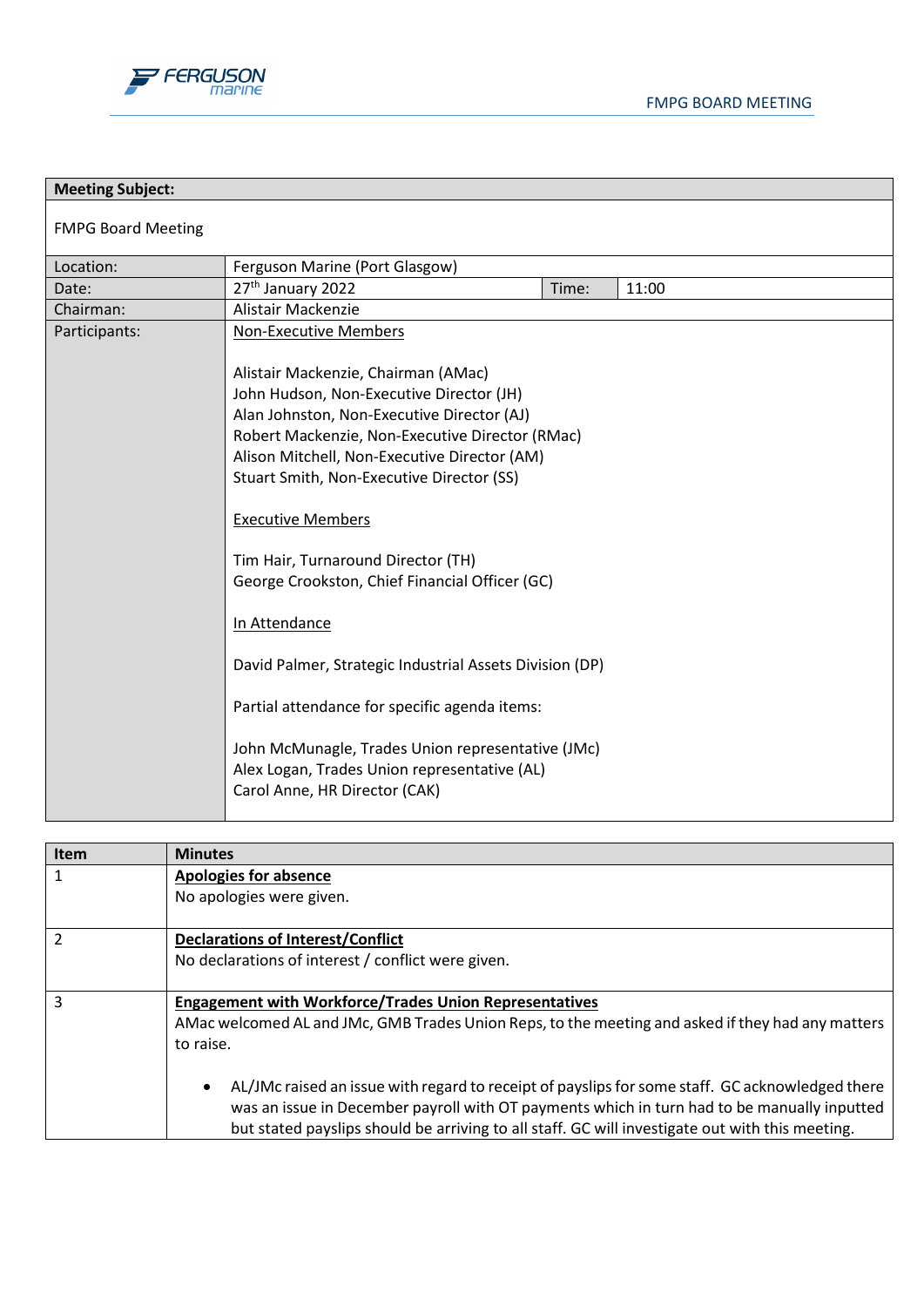| Meeting Subject: | | | |
|---|---|---|---|
| FMPG Board Meeting | | | |
| Location: | Ferguson Marine (Port Glasgow) | | |
| Date: | 27th January 2022 | Time: | 11:00 |
| Chairman: | Alistair Mackenzie | | |
| Participants: | Non-Executive Members<br><br>Alistair Mackenzie, Chairman (AMac)<br>John Hudson, Non-Executive Director (JH)<br>Alan Johnston, Non-Executive Director (AJ)<br>Robert Mackenzie, Non-Executive Director (RMac)<br>Alison Mitchell, Non-Executive Director (AM)<br>Stuart Smith, Non-Executive Director (SS)<br><br>Executive Members<br><br>Tim Hair, Turnaround Director (TH)<br>George Crookston, Chief Financial Officer (GC)<br><br>In Attendance<br><br>David Palmer, Strategic Industrial Assets Division (DP)<br><br>Partial attendance for specific agenda items:<br><br>John McMunagle, Trades Union representative (JMc)<br>Alex Logan, Trades Union representative (AL)<br>Carol Anne, HR Director (CAK) | | |

| Item | Minutes |
|---|---|
| 1 | **Apologies for absence**<br>No apologies were given. |
| 2 | **Declarations of Interest/Conflict**<br>No declarations of interest / conflict were given. |
| 3 | **Engagement with Workforce/Trades Union Representatives**<br>AMac welcomed AL and JMc, GMB Trades Union Reps, to the meeting and asked if they had any matters to raise.<br><br>• AL/JMc raised an issue with regard to receipt of payslips for some staff. GC acknowledged there was an issue in December payroll with OT payments which in turn had to be manually inputted but stated payslips should be arriving to all staff. GC will investigate out with this meeting. |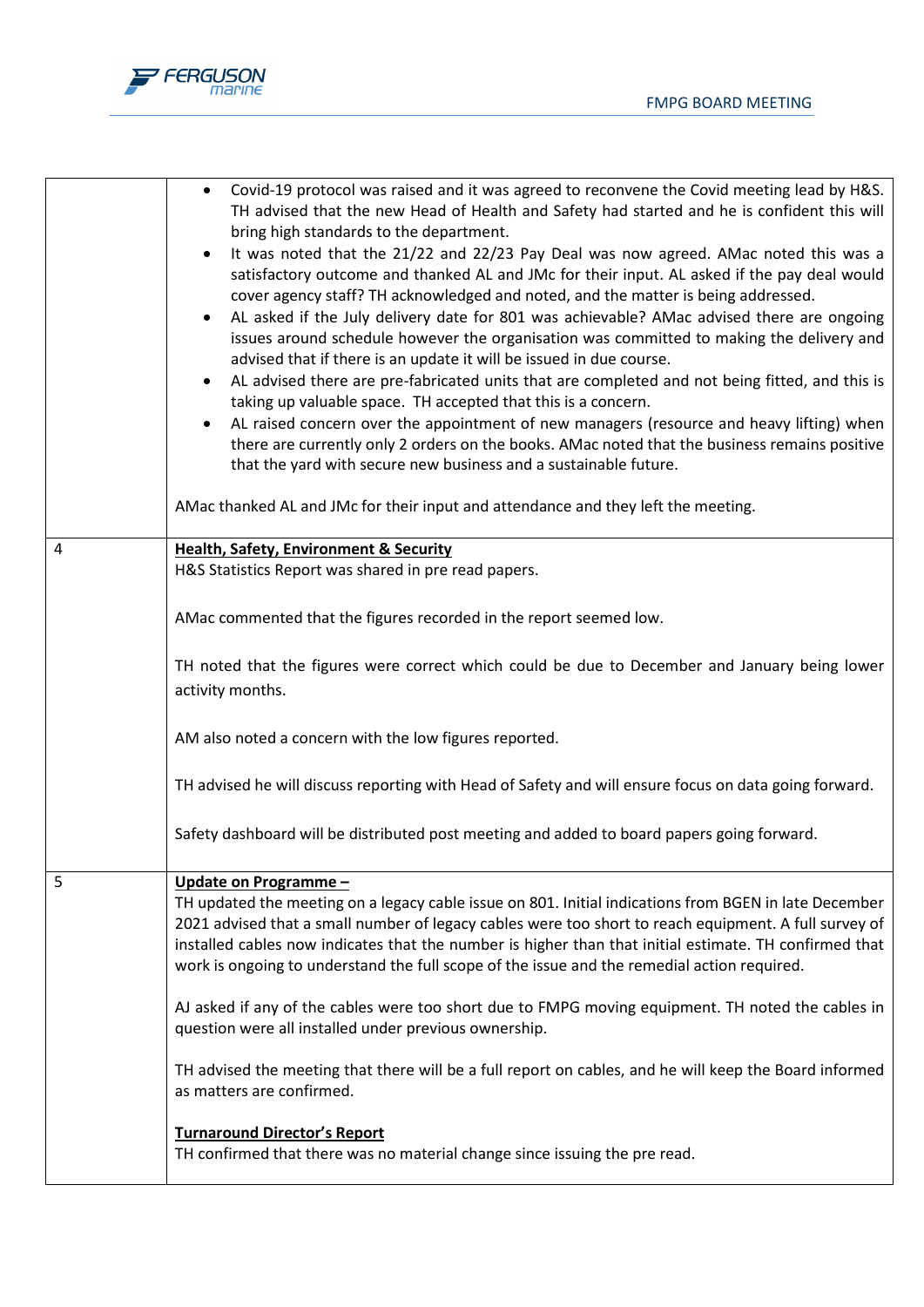| | |
|---|---|
| | • Covid-19 protocol was raised and it was agreed to reconvene the Covid meeting lead by H&S. TH advised that the new Head of Health and Safety had started and he is confident this will bring high standards to the department.<br>• It was noted that the 21/22 and 22/23 Pay Deal was now agreed. AMac noted this was a satisfactory outcome and thanked AL and JMc for their input. AL asked if the pay deal would cover agency staff? TH acknowledged and noted, and the matter is being addressed.<br>• AL asked if the July delivery date for 801 was achievable? AMac advised there are ongoing issues around schedule however the organisation was committed to making the delivery and advised that if there is an update it will be issued in due course.<br>• AL advised there are pre-fabricated units that are completed and not being fitted, and this is taking up valuable space. TH accepted that this is a concern.<br>• AL raised concern over the appointment of new managers (resource and heavy lifting) when there are currently only 2 orders on the books. AMac noted that the business remains positive that the yard with secure new business and a sustainable future.<br><br>AMac thanked AL and JMc for their input and attendance and they left the meeting. |
| 4 | **Health, Safety, Environment & Security**<br>H&S Statistics Report was shared in pre read papers.<br><br>AMac commented that the figures recorded in the report seemed low.<br><br>TH noted that the figures were correct which could be due to December and January being lower activity months.<br><br>AM also noted a concern with the low figures reported.<br><br>TH advised he will discuss reporting with Head of Safety and will ensure focus on data going forward.<br><br>Safety dashboard will be distributed post meeting and added to board papers going forward. |
| 5 | **Update on Programme –**<br>TH updated the meeting on a legacy cable issue on 801. Initial indications from BGEN in late December 2021 advised that a small number of legacy cables were too short to reach equipment. A full survey of installed cables now indicates that the number is higher than that initial estimate. TH confirmed that work is ongoing to understand the full scope of the issue and the remedial action required.<br><br>AJ asked if any of the cables were too short due to FMPG moving equipment. TH noted the cables in question were all installed under previous ownership.<br><br>TH advised the meeting that there will be a full report on cables, and he will keep the Board informed as matters are confirmed.<br><br>**Turnaround Director's Report**<br>TH confirmed that there was no material change since issuing the pre read. |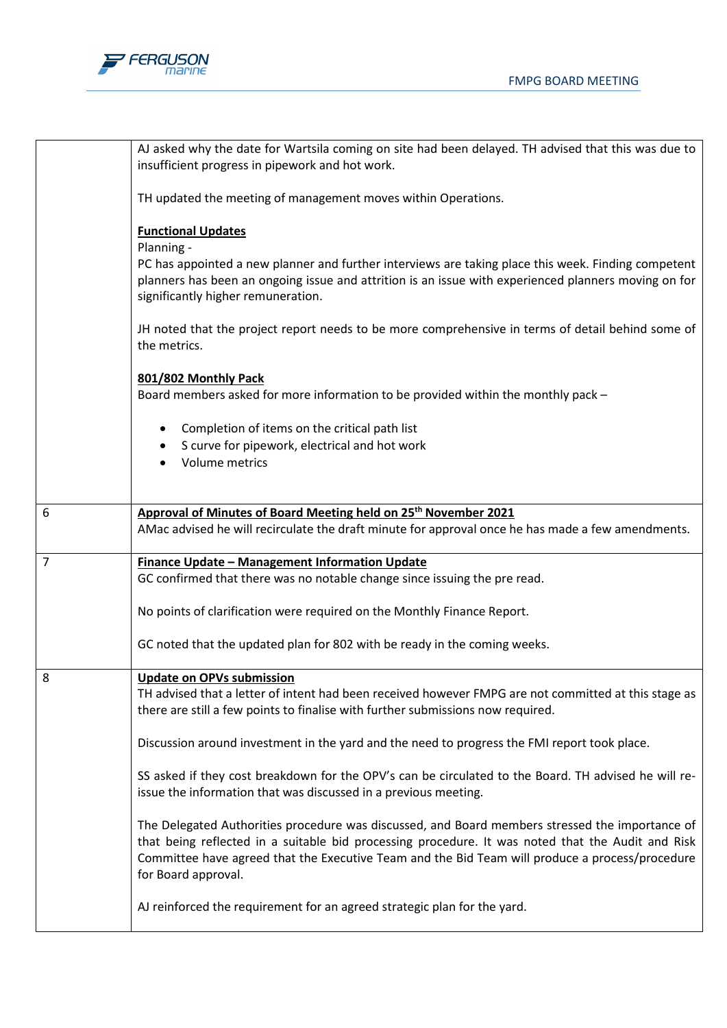| | |
|---|---|
| | AJ asked why the date for Wartsila coming on site had been delayed. TH advised that this was due to insufficient progress in pipework and hot work.<br><br>TH updated the meeting of management moves within Operations.<br><br>**<u>Functional Updates</u>**<br>Planning -<br>PC has appointed a new planner and further interviews are taking place this week. Finding competent planners has been an ongoing issue and attrition is an issue with experienced planners moving on for significantly higher remuneration.<br><br>JH noted that the project report needs to be more comprehensive in terms of detail behind some of the metrics.<br><br>**<u>801/802 Monthly Pack</u>**<br>Board members asked for more information to be provided within the monthly pack –<br><br>• Completion of items on the critical path list<br>• S curve for pipework, electrical and hot work<br>• Volume metrics |
| 6 | **<u>Approval of Minutes of Board Meeting held on 25th November 2021</u>**<br>AMac advised he will recirculate the draft minute for approval once he has made a few amendments. |
| 7 | **<u>Finance Update – Management Information Update</u>**<br>GC confirmed that there was no notable change since issuing the pre read.<br><br>No points of clarification were required on the Monthly Finance Report.<br><br>GC noted that the updated plan for 802 with be ready in the coming weeks. |
| 8 | **<u>Update on OPVs submission</u>**<br>TH advised that a letter of intent had been received however FMPG are not committed at this stage as there are still a few points to finalise with further submissions now required.<br><br>Discussion around investment in the yard and the need to progress the FMI report took place.<br><br>SS asked if they cost breakdown for the OPV's can be circulated to the Board. TH advised he will re-issue the information that was discussed in a previous meeting.<br><br>The Delegated Authorities procedure was discussed, and Board members stressed the importance of that being reflected in a suitable bid processing procedure. It was noted that the Audit and Risk Committee have agreed that the Executive Team and the Bid Team will produce a process/procedure for Board approval.<br><br>AJ reinforced the requirement for an agreed strategic plan for the yard. |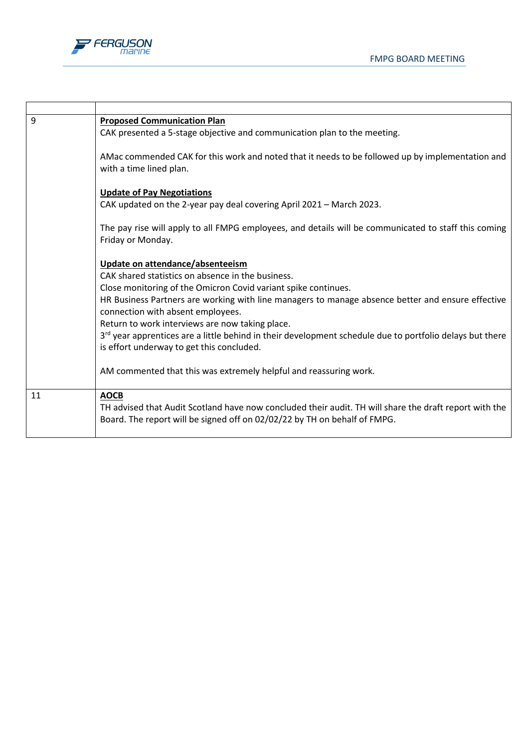| | |
|---|---|
| 9 | **Proposed Communication Plan**<br>CAK presented a 5-stage objective and communication plan to the meeting.<br><br>AMac commended CAK for this work and noted that it needs to be followed up by implementation and with a time lined plan.<br><br>**Update of Pay Negotiations**<br>CAK updated on the 2-year pay deal covering April 2021 – March 2023.<br><br>The pay rise will apply to all FMPG employees, and details will be communicated to staff this coming Friday or Monday.<br><br>**Update on attendance/absenteeism**<br>CAK shared statistics on absence in the business.<br>Close monitoring of the Omicron Covid variant spike continues.<br>HR Business Partners are working with line managers to manage absence better and ensure effective connection with absent employees.<br>Return to work interviews are now taking place.<br>3rd year apprentices are a little behind in their development schedule due to portfolio delays but there is effort underway to get this concluded.<br><br>AM commented that this was extremely helpful and reassuring work. |
| 11 | **AOCB**<br>TH advised that Audit Scotland have now concluded their audit. TH will share the draft report with the Board. The report will be signed off on 02/02/22 by TH on behalf of FMPG. |